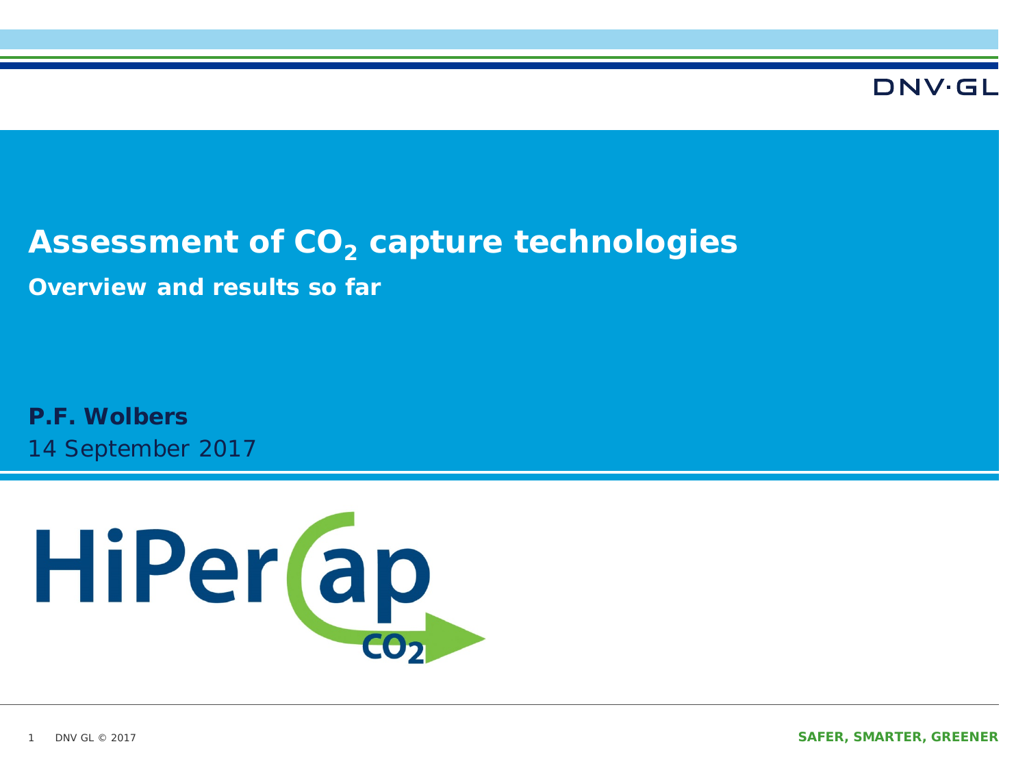# Assessment of $CO_2$ capture technologies

## Overview and results so far

**P.F. Wolbers**

14 September 2017

HiPerCap $CO_2$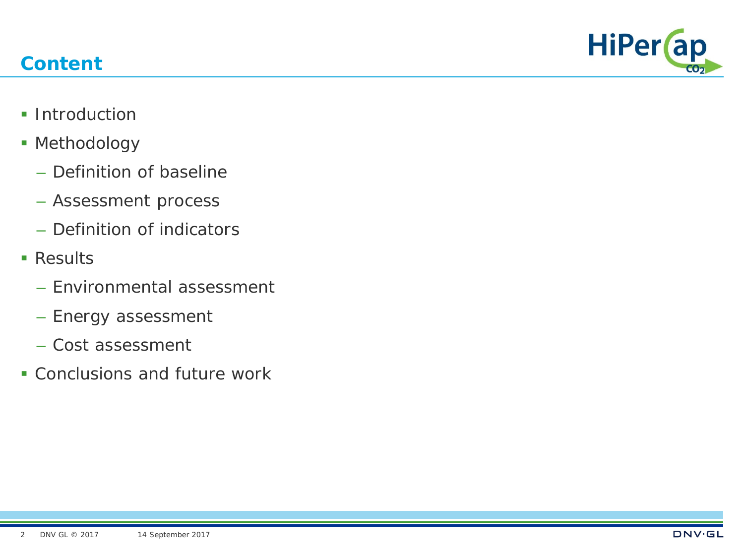## Content

- Introduction
- Methodology
  - Definition of baseline
  - Assessment process
  - Definition of indicators
- Results
  - Environmental assessment
  - Energy assessment
  - Cost assessment
- Conclusions and future work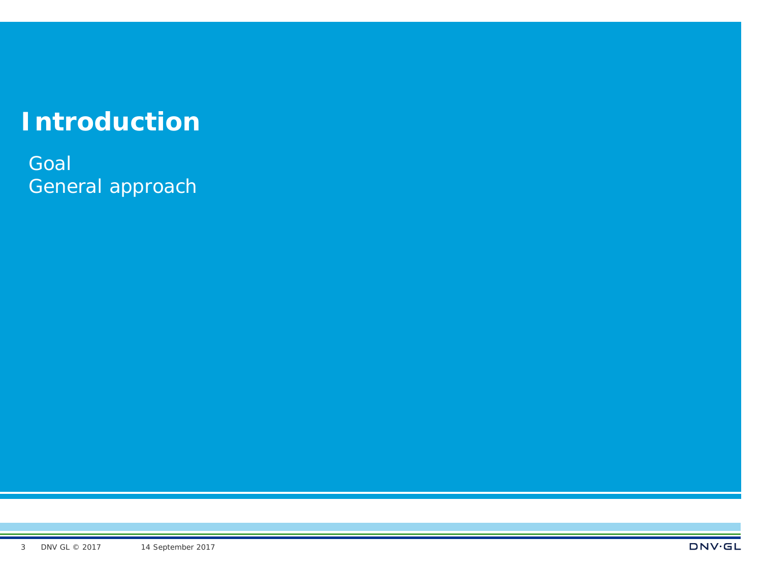# Introduction

Goal
General approach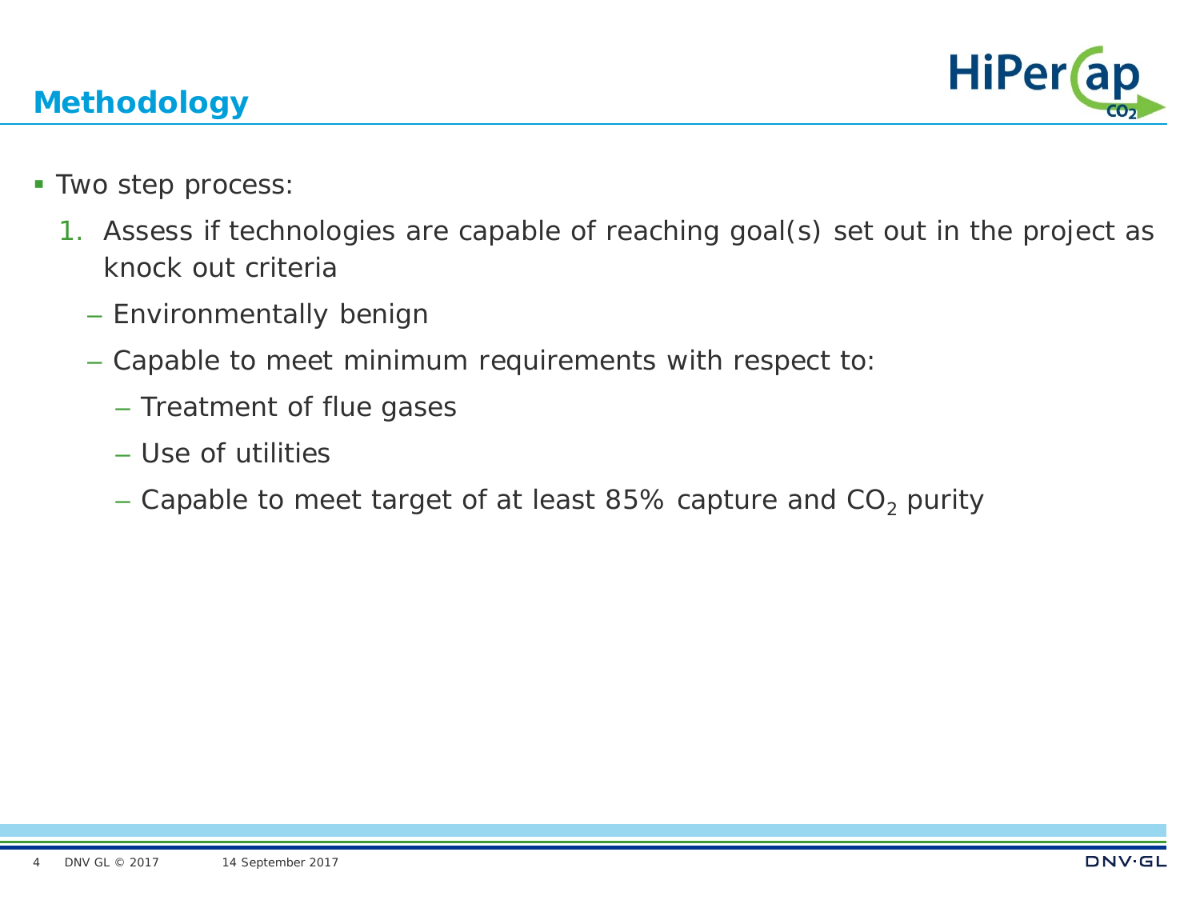## Methodology

- Two step process:
  1. Assess if technologies are capable of reaching goal(s) set out in the project as knock out criteria
     - Environmentally benign
     - Capable to meet minimum requirements with respect to:
       - Treatment of flue gases
       - Use of utilities
       - Capable to meet target of at least 85% capture and $CO_2$ purity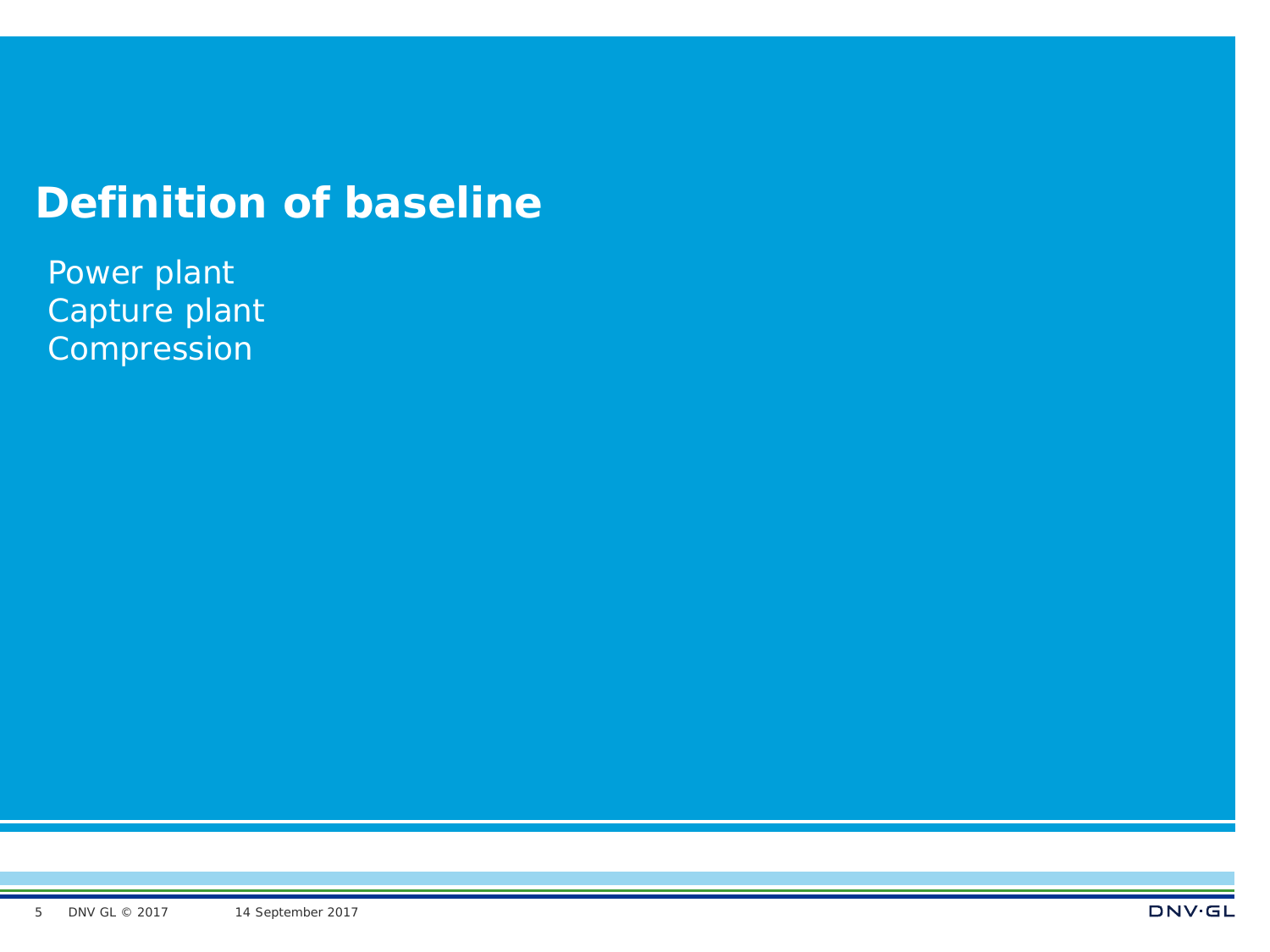# Definition of baseline

Power plant
Capture plant
Compression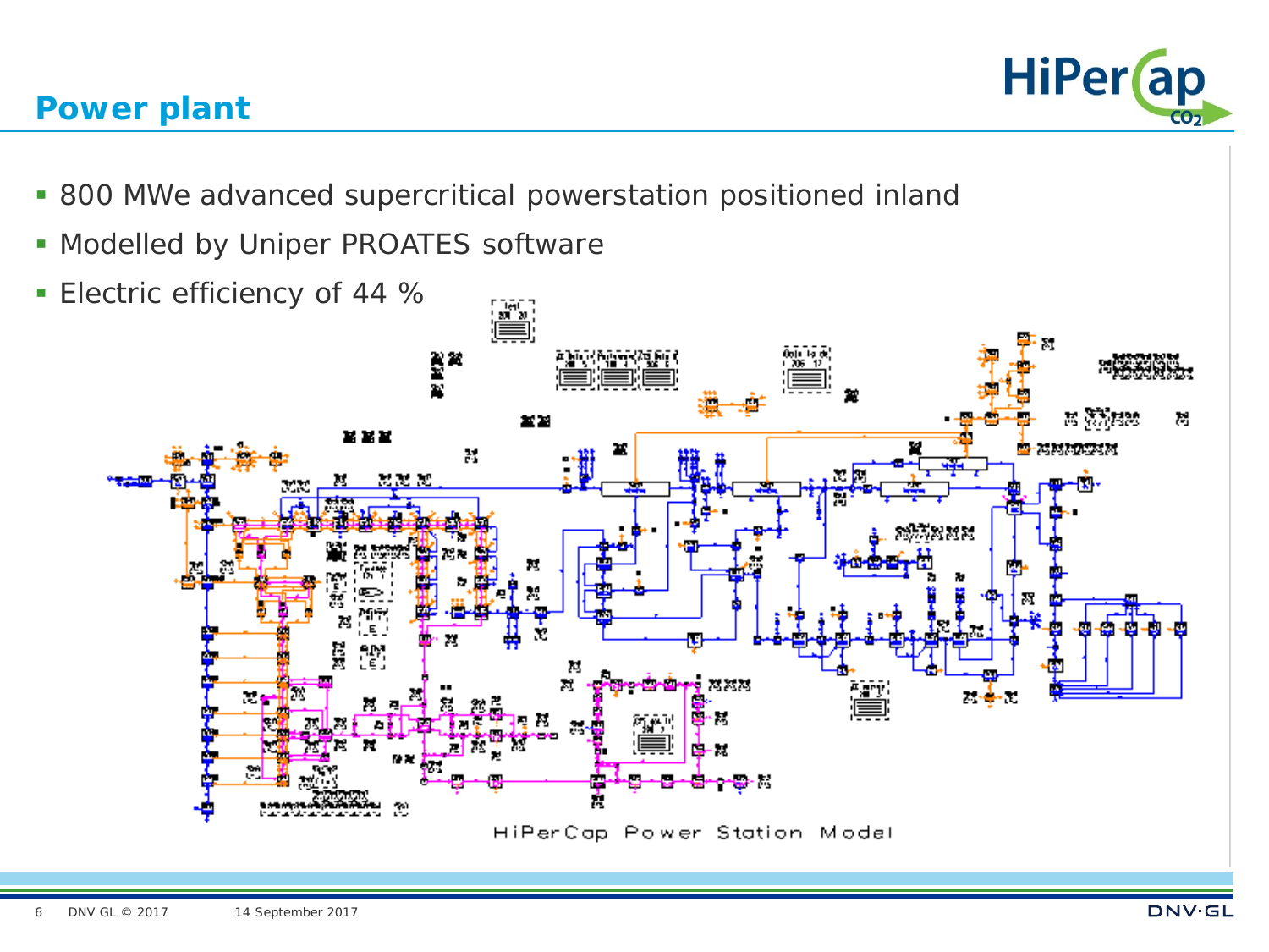# Power plant

- 800 MWe advanced supercritical powerstation positioned inland
- Modelled by Uniper PROATES software
- Electric efficiency of 44 %

HiPerCap Power Station Model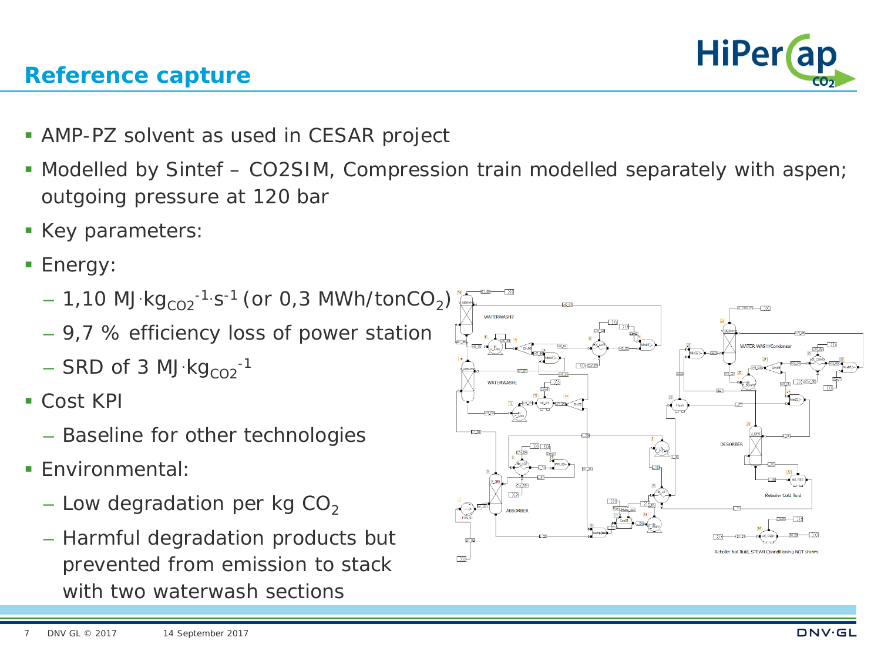# Reference capture

- AMP-PZ solvent as used in CESAR project
- Modelled by Sintef – CO2SIM, Compression train modelled separately with aspen; outgoing pressure at 120 bar
- Key parameters:
- Energy:
  - 1,10 $MJ \cdot kg_{CO2}^{-1} \cdot s^{-1}$ (or 0,3 $MWh/tonCO_2$)
  - 9,7 % efficiency loss of power station
  - SRD of 3 $MJ \cdot kg_{CO2}^{-1}$
- Cost KPI
  - Baseline for other technologies
- Environmental:
  - Low degradation per kg $CO_2$
  - Harmful degradation products but prevented from emission to stack with two waterwash sections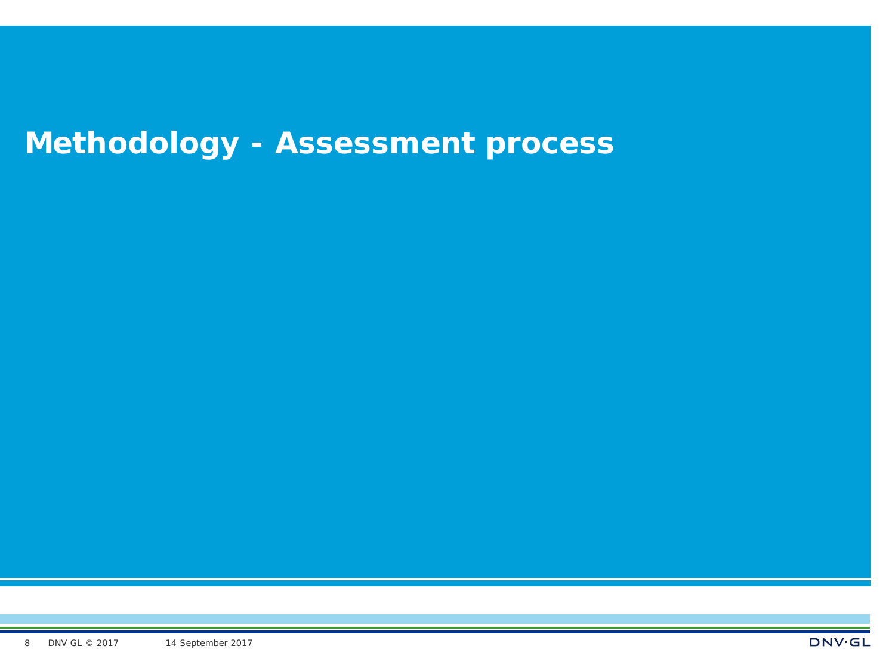# Methodology - Assessment process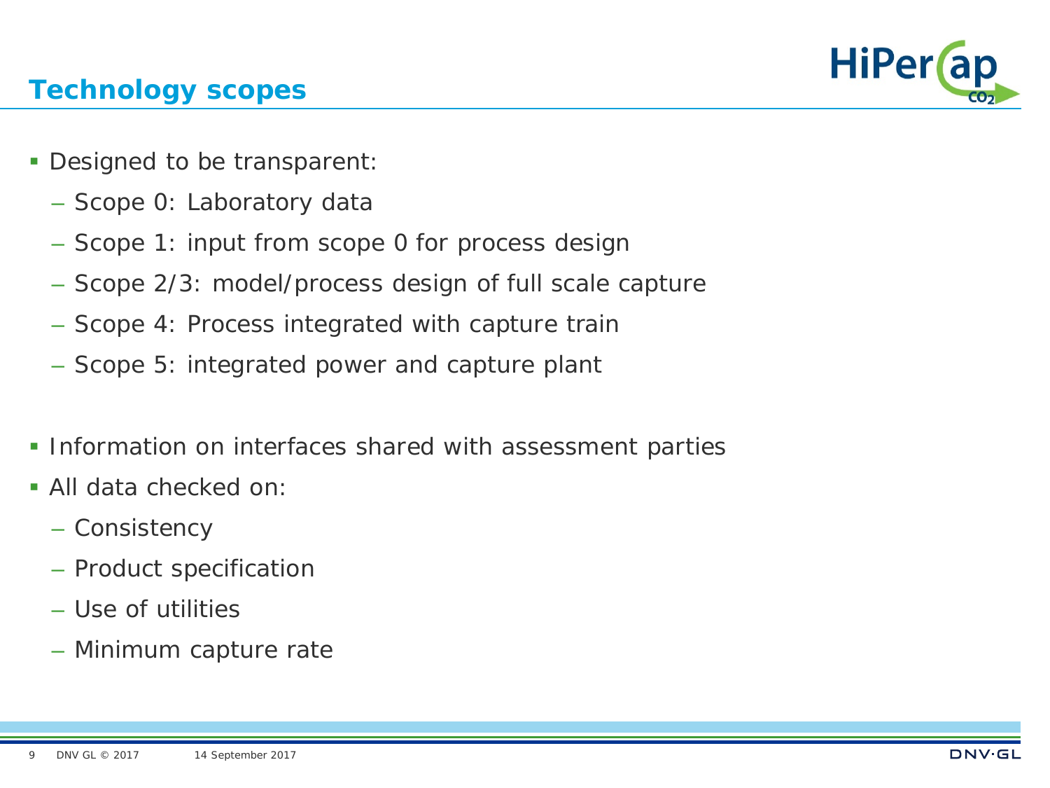## Technology scopes

- Designed to be transparent:
  - Scope 0: Laboratory data
  - Scope 1: input from scope 0 for process design
  - Scope 2/3: model/process design of full scale capture
  - Scope 4: Process integrated with capture train
  - Scope 5: integrated power and capture plant

- Information on interfaces shared with assessment parties
- All data checked on:
  - Consistency
  - Product specification
  - Use of utilities
  - Minimum capture rate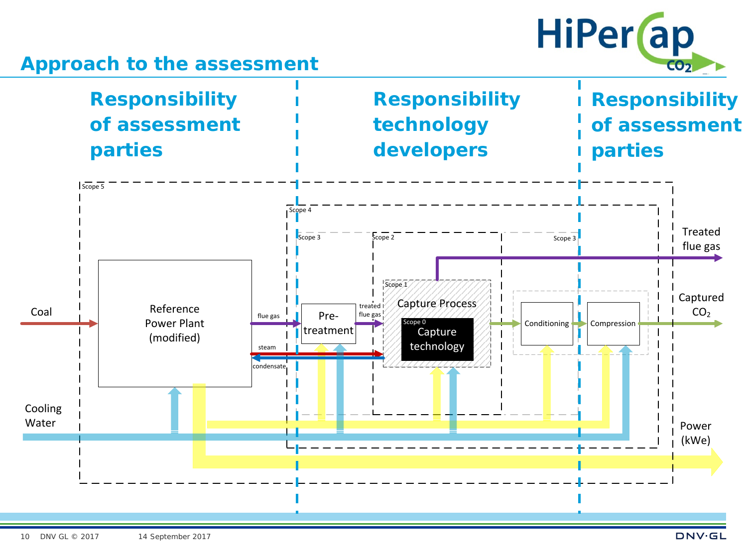## Approach to the assessment

| Responsibility of assessment parties | Responsibility technology developers | Responsibility of assessment parties |
|---|---|---|

Scope 5

Scope 4

Scope 3

Scope 2

Scope 3

Scope 1

Scope 0

Coal

Reference Power Plant (modified)

flue gas

Pre-treatment

treated flue gas

Capture Process

Capture technology

steam

condensate

Conditioning

Compression

Treated flue gas

Captured $CO_2$

Cooling Water

Power (kWe)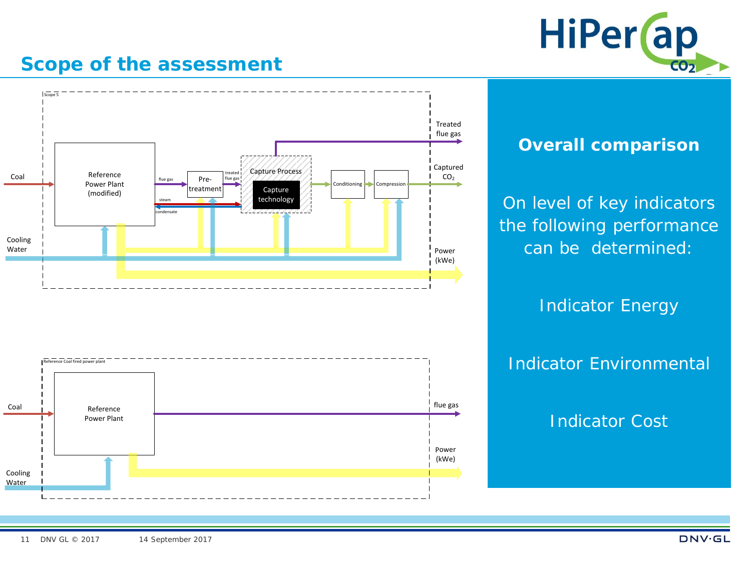# Scope of the assessment

Scope 5

Coal | Reference Power Plant (modified) | flue gas | Pre-treatment | treated flue gas | Capture Process | Capture technology | Conditioning | Compression | Treated flue gas | Captured $CO_2$ | steam | condensate | Cooling Water | Power (kWe)

Reference Coal fired power plant

Coal | Reference Power Plant | flue gas | Cooling Water | Power (kWe)

## Overall comparison

On level of key indicators the following performance can be determined:

Indicator Energy

Indicator Environmental

Indicator Cost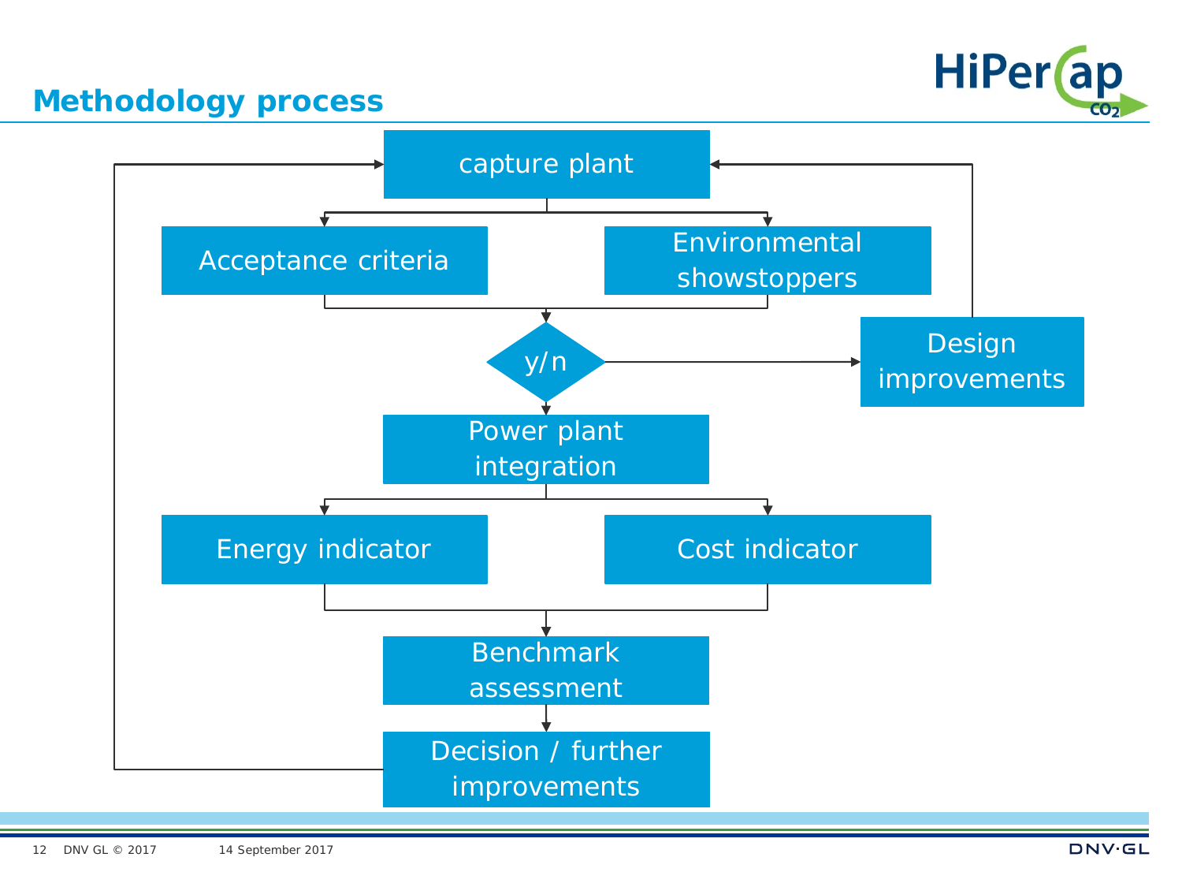## Methodology process

- capture plant
- Acceptance criteria
- Environmental showstoppers
- y/n
- Design improvements
- Power plant integration
- Energy indicator
- Cost indicator
- Benchmark assessment
- Decision / further improvements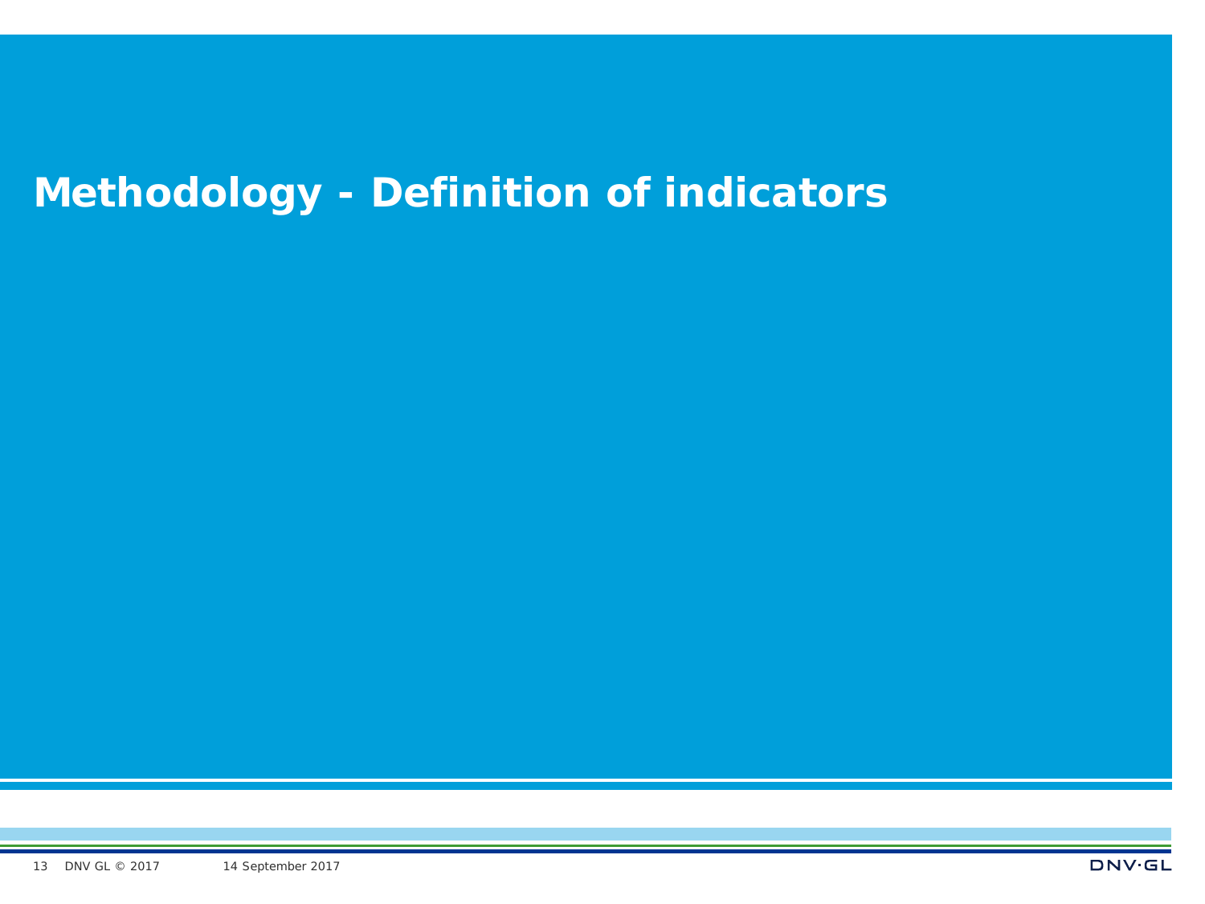# Methodology - Definition of indicators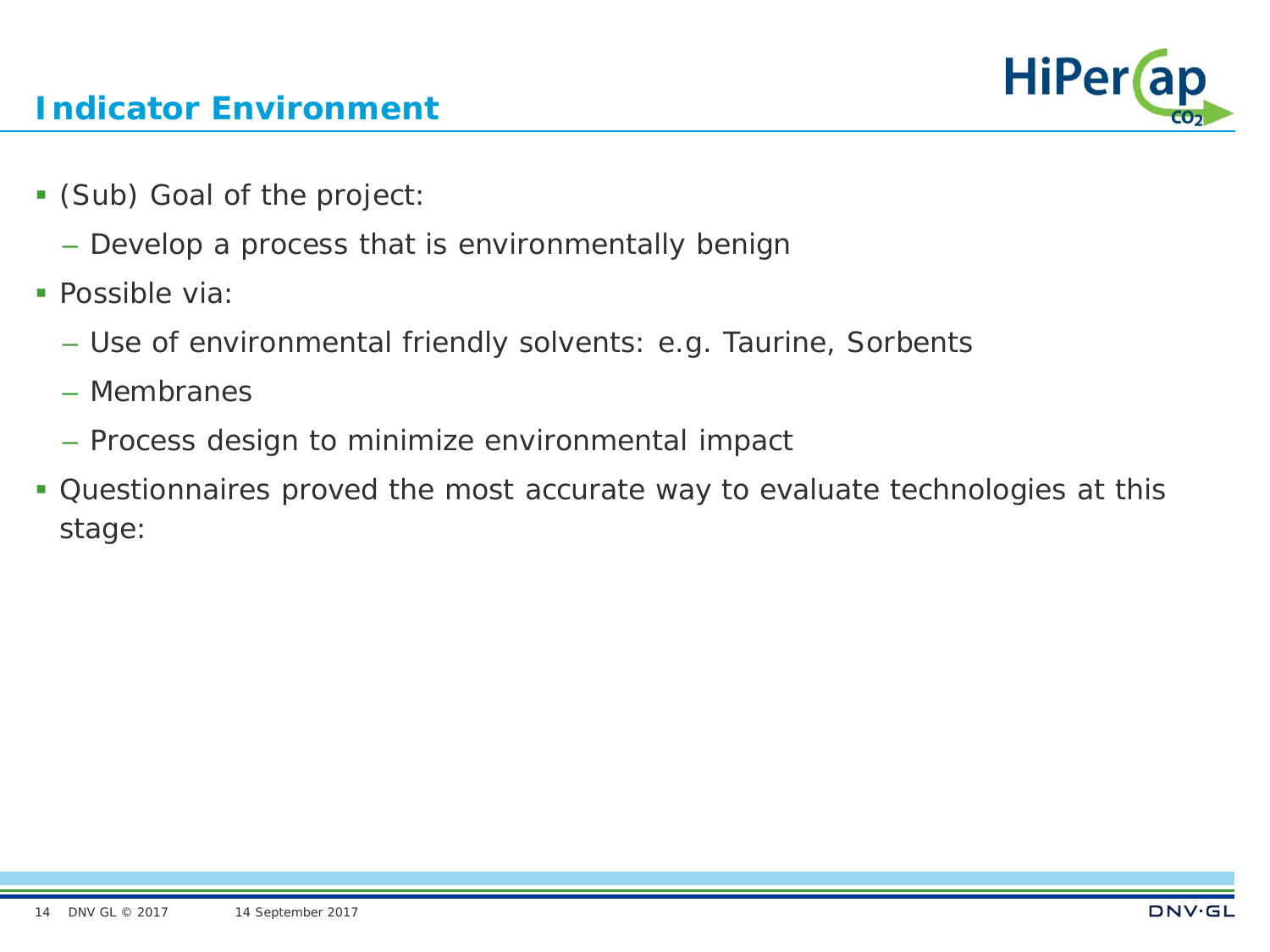# Indicator Environment

- (Sub) Goal of the project:
  - Develop a process that is environmentally benign
- Possible via:
  - Use of environmental friendly solvents: e.g. Taurine, Sorbents
  - Membranes
  - Process design to minimize environmental impact
- Questionnaires proved the most accurate way to evaluate technologies at this stage: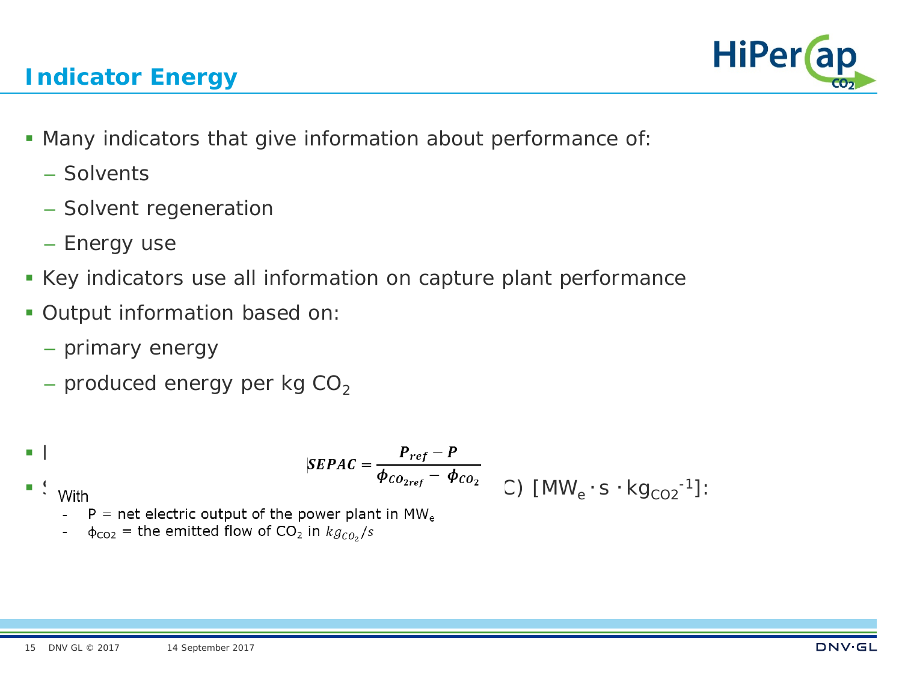# Indicator Energy

- Many indicators that give information about performance of:
  - Solvents
  - Solvent regeneration
  - Energy use
- Key indicators use all information on capture plant performance
- Output information based on:
  - primary energy
  - produced energy per kg $CO_2$
- I
- S C) [$MW_e \cdot s \cdot kg_{CO2}^{-1}$]:

$$SEPAC = \frac{P_{ref} - P}{\phi_{CO_{2ref}} - \phi_{CO_2}}$$

With

- P = net electric output of the power plant in $MW_e$
- $\phi_{CO2}$ = the emitted flow of $CO_2$ in $kg_{CO_2}/s$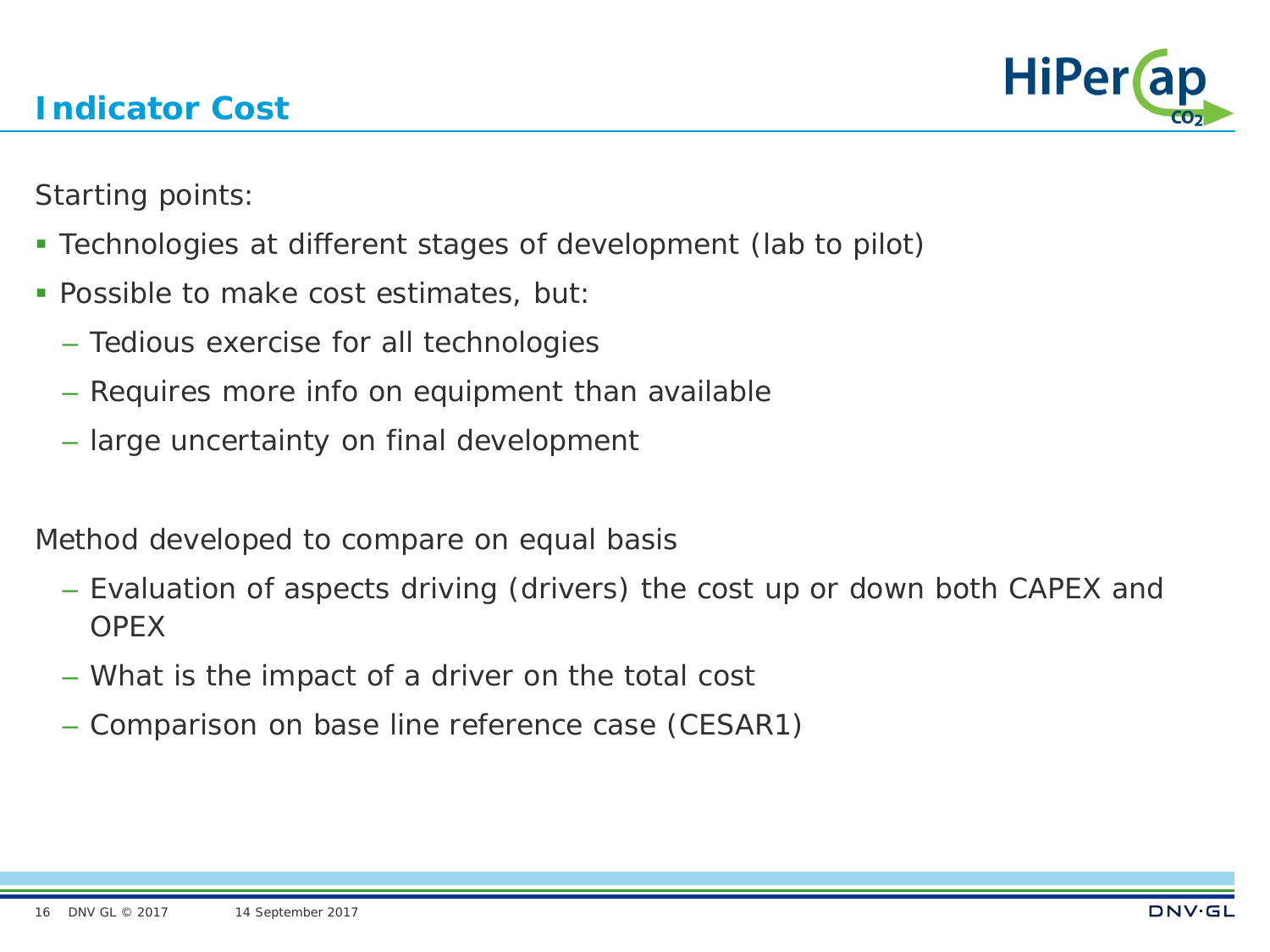# Indicator Cost

Starting points:

- Technologies at different stages of development (lab to pilot)
- Possible to make cost estimates, but:
  - Tedious exercise for all technologies
  - Requires more info on equipment than available
  - large uncertainty on final development

Method developed to compare on equal basis

- Evaluation of aspects driving (drivers) the cost up or down both CAPEX and OPEX
- What is the impact of a driver on the total cost
- Comparison on base line reference case (CESAR1)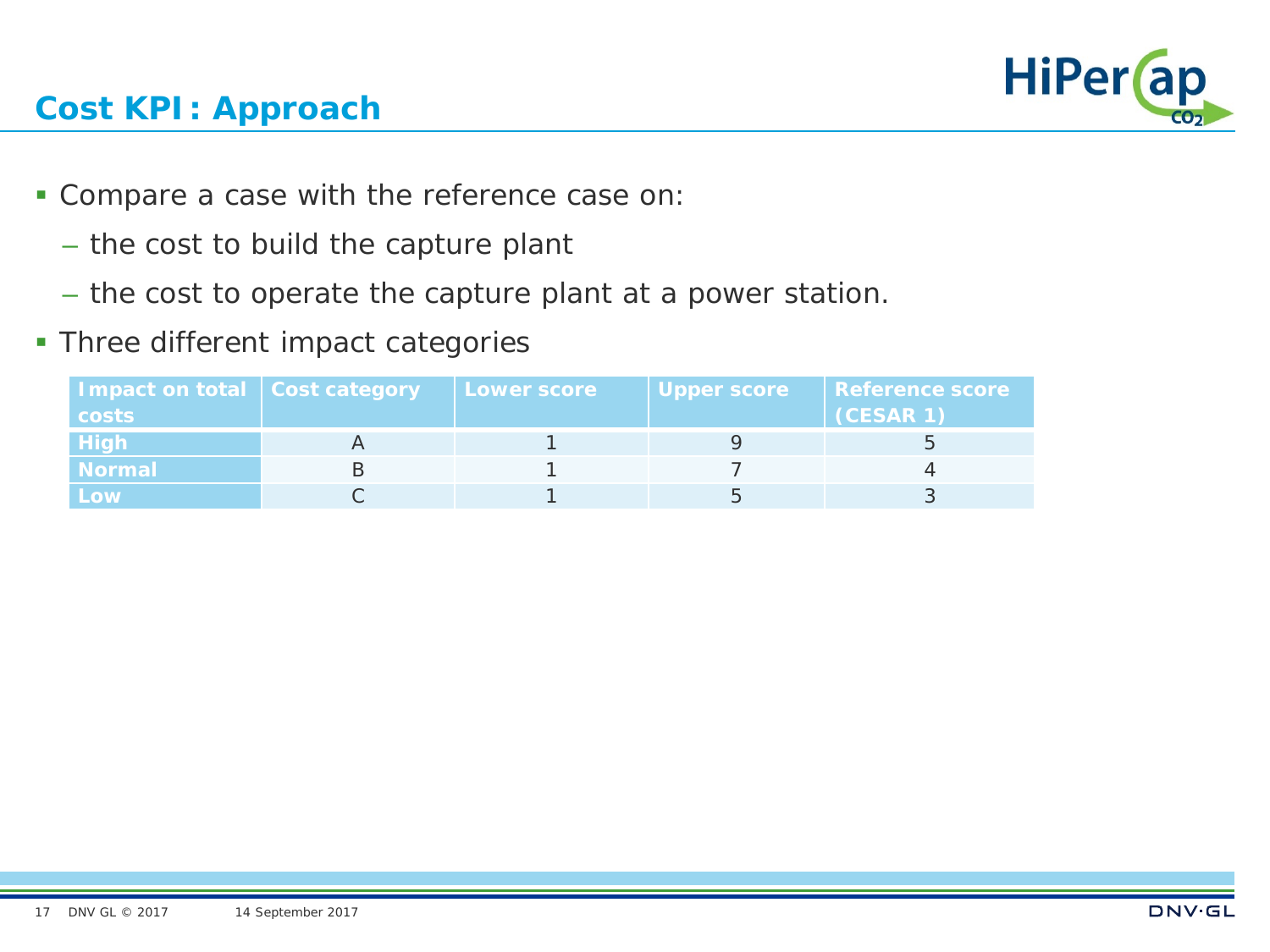## Cost KPI : Approach

- Compare a case with the reference case on:
  - the cost to build the capture plant
  - the cost to operate the capture plant at a power station.
- Three different impact categories

| Impact on total costs | Cost category | Lower score | Upper score | Reference score (CESAR 1) |
|---|---|---|---|---|
| High | A | 1 | 9 | 5 |
| Normal | B | 1 | 7 | 4 |
| Low | C | 1 | 5 | 3 |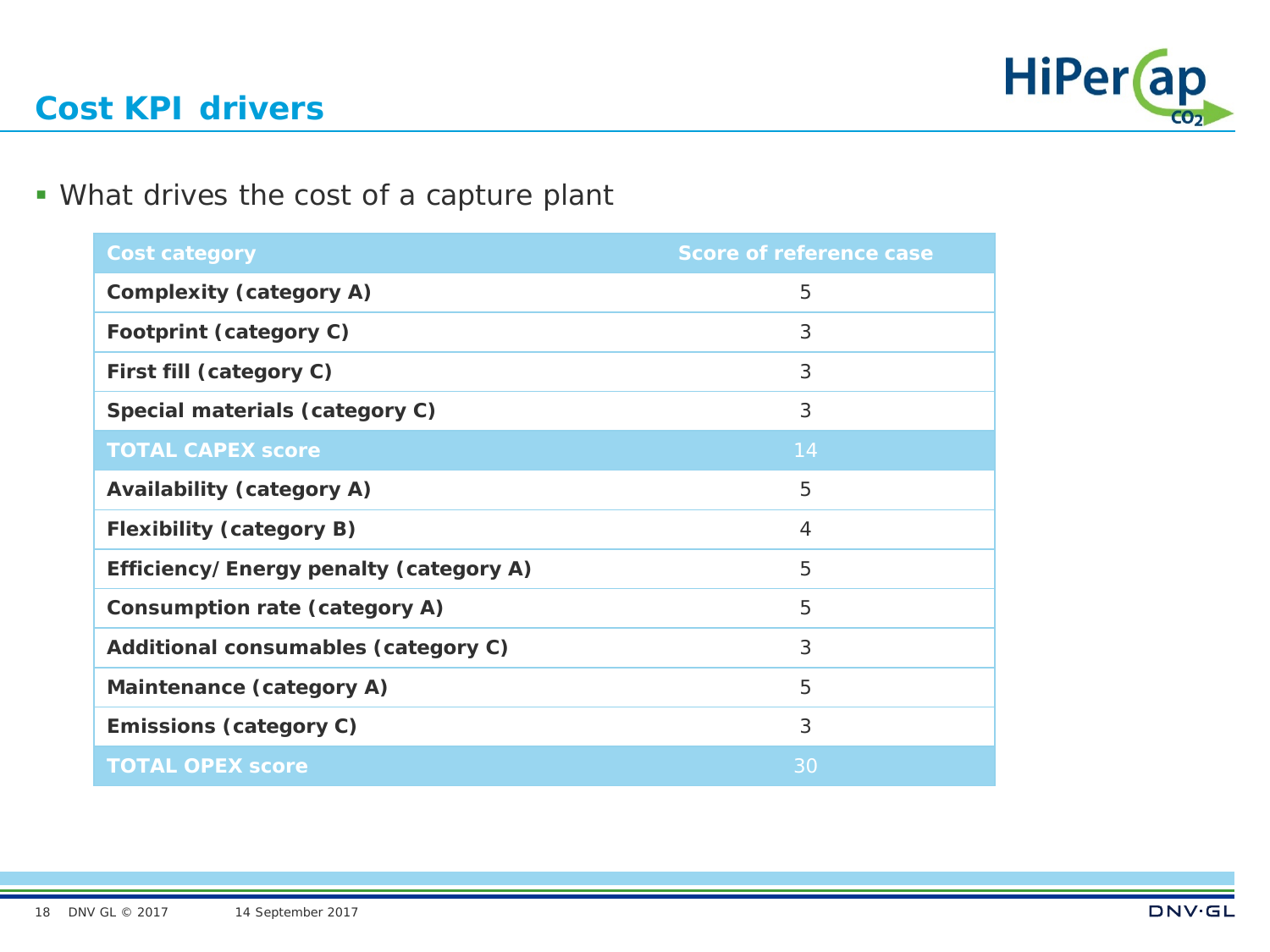# Cost KPI drivers

- What drives the cost of a capture plant

| Cost category | Score of reference case |
|---|---|
| **Complexity (category A)** | 5 |
| **Footprint (category C)** | 3 |
| **First fill (category C)** | 3 |
| **Special materials (category C)** | 3 |
| **TOTAL CAPEX score** | 14 |
| **Availability (category A)** | 5 |
| **Flexibility (category B)** | 4 |
| **Efficiency/ Energy penalty (category A)** | 5 |
| **Consumption rate (category A)** | 5 |
| **Additional consumables (category C)** | 3 |
| **Maintenance (category A)** | 5 |
| **Emissions (category C)** | 3 |
| **TOTAL OPEX score** | 30 |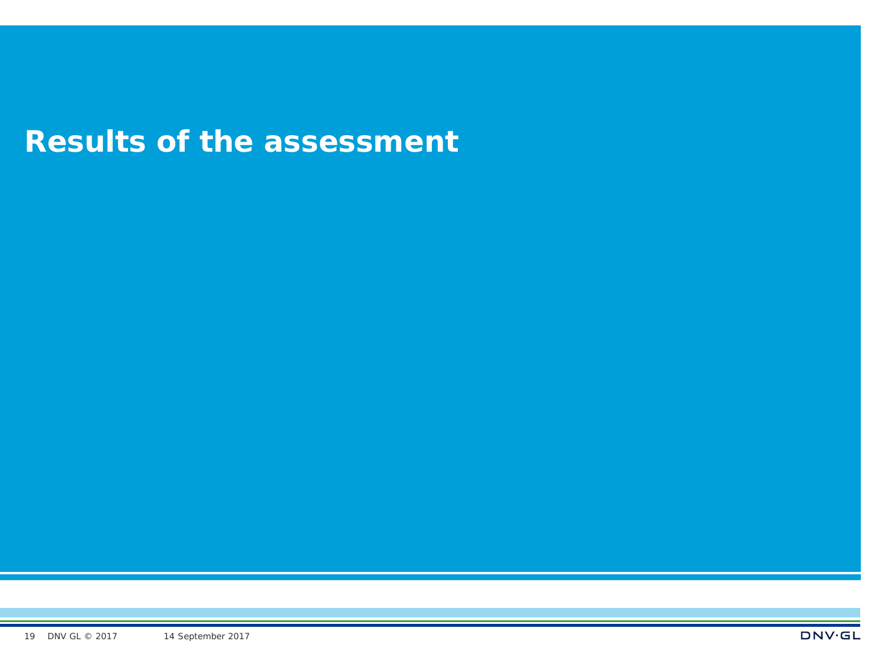# Results of the assessment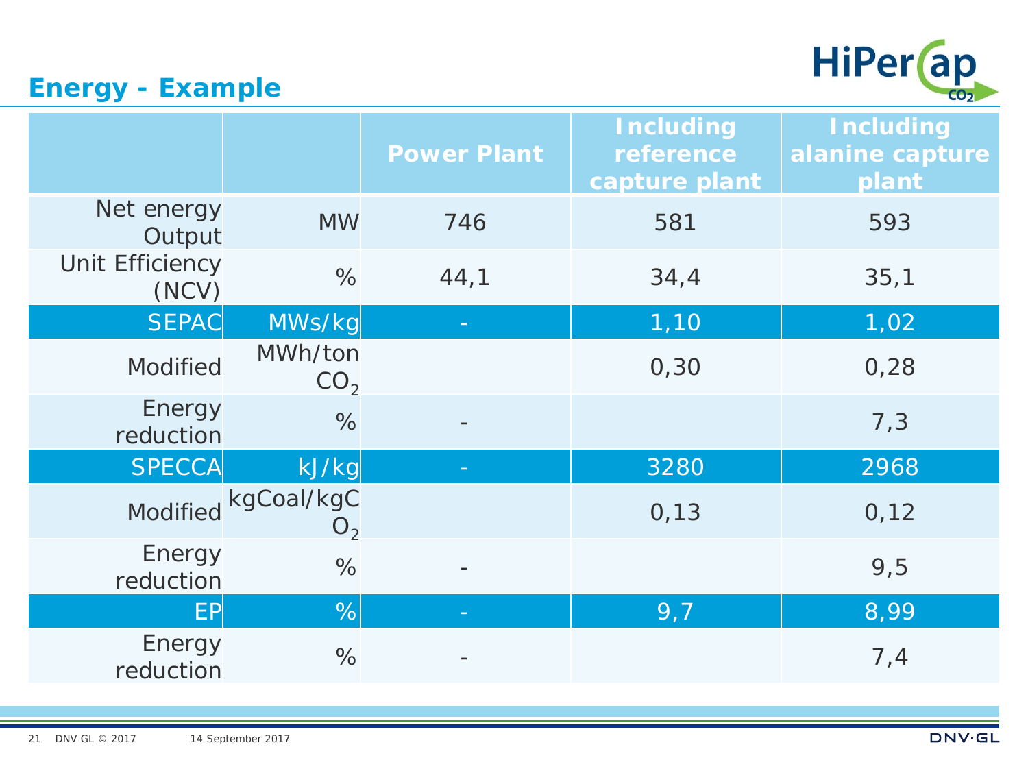## Energy - Example

| | | Power Plant | Including reference capture plant | Including alanine capture plant |
|---|---|---|---|---|
| Net energy Output | MW | 746 | 581 | 593 |
| Unit Efficiency (NCV) | % | 44,1 | 34,4 | 35,1 |
| SEPAC | MWs/kg | - | 1,10 | 1,02 |
| Modified | MWh/ton $CO_2$ | | 0,30 | 0,28 |
| Energy reduction | % | - | | 7,3 |
| SPECCA | kJ/kg | - | 3280 | 2968 |
| Modified | kgCoal/kg$CO_2$ | | 0,13 | 0,12 |
| Energy reduction | % | - | | 9,5 |
| EP | % | - | 9,7 | 8,99 |
| Energy reduction | % | - | | 7,4 |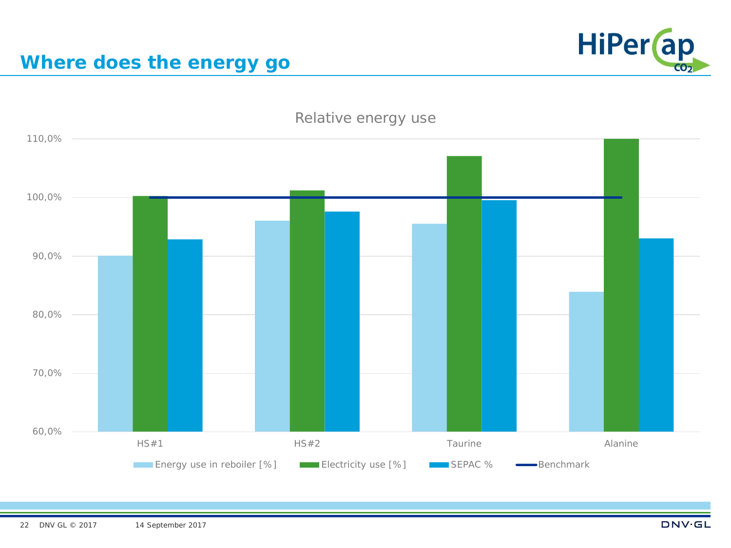## Where does the energy go

Relative energy use

| | Energy use in reboiler [%] | Electricity use [%] | SEPAC % | Benchmark |
|---|---|---|---|---|
| HS#1 | 90,0% | 100,2% | 92,8% | 100,0% |
| HS#2 | 96,0% | 101,2% | 97,5% | 100,0% |
| Taurine | 95,5% | 107,0% | 99,5% | 100,0% |
| Alanine | 83,9% | 110,0% | 93,0% | 100,0% |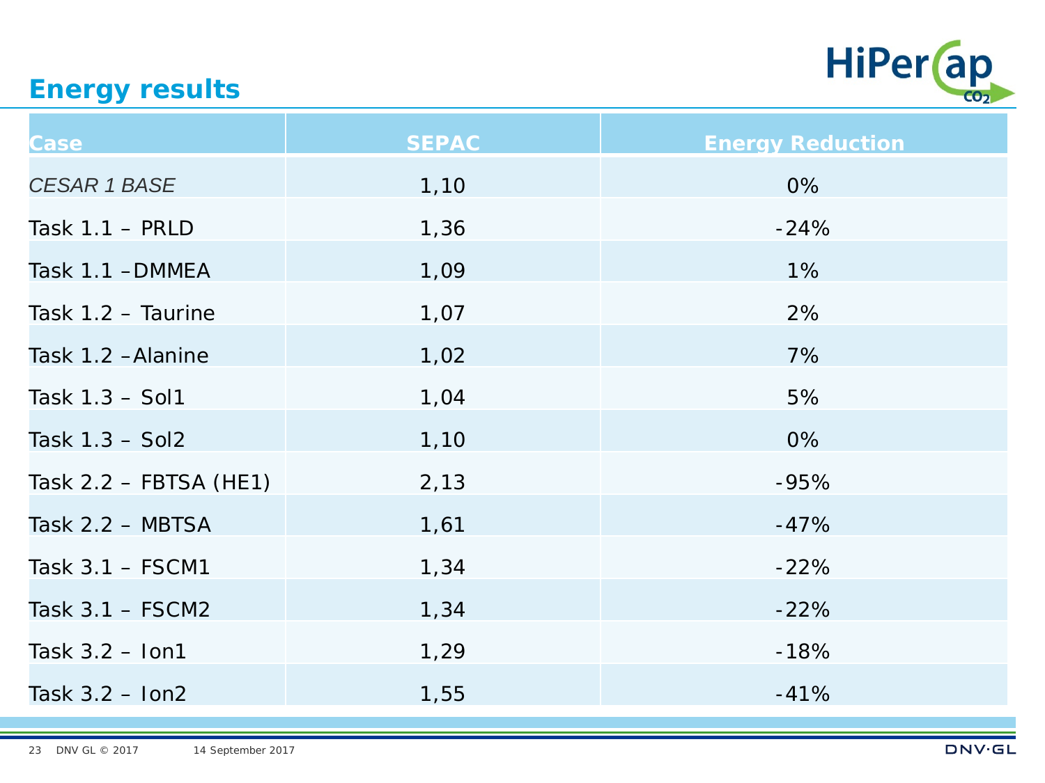## Energy results

| Case | SEPAC | Energy Reduction |
|---|---|---|
| *CESAR 1 BASE* | 1,10 | 0% |
| Task 1.1 – PRLD | 1,36 | -24% |
| Task 1.1 –DMMEA | 1,09 | 1% |
| Task 1.2 – Taurine | 1,07 | 2% |
| Task 1.2 –Alanine | 1,02 | 7% |
| Task 1.3 – Sol1 | 1,04 | 5% |
| Task 1.3 – Sol2 | 1,10 | 0% |
| Task 2.2 – FBTSA (HE1) | 2,13 | -95% |
| Task 2.2 – MBTSA | 1,61 | -47% |
| Task 3.1 – FSCM1 | 1,34 | -22% |
| Task 3.1 – FSCM2 | 1,34 | -22% |
| Task 3.2 – Ion1 | 1,29 | -18% |
| Task 3.2 – Ion2 | 1,55 | -41% |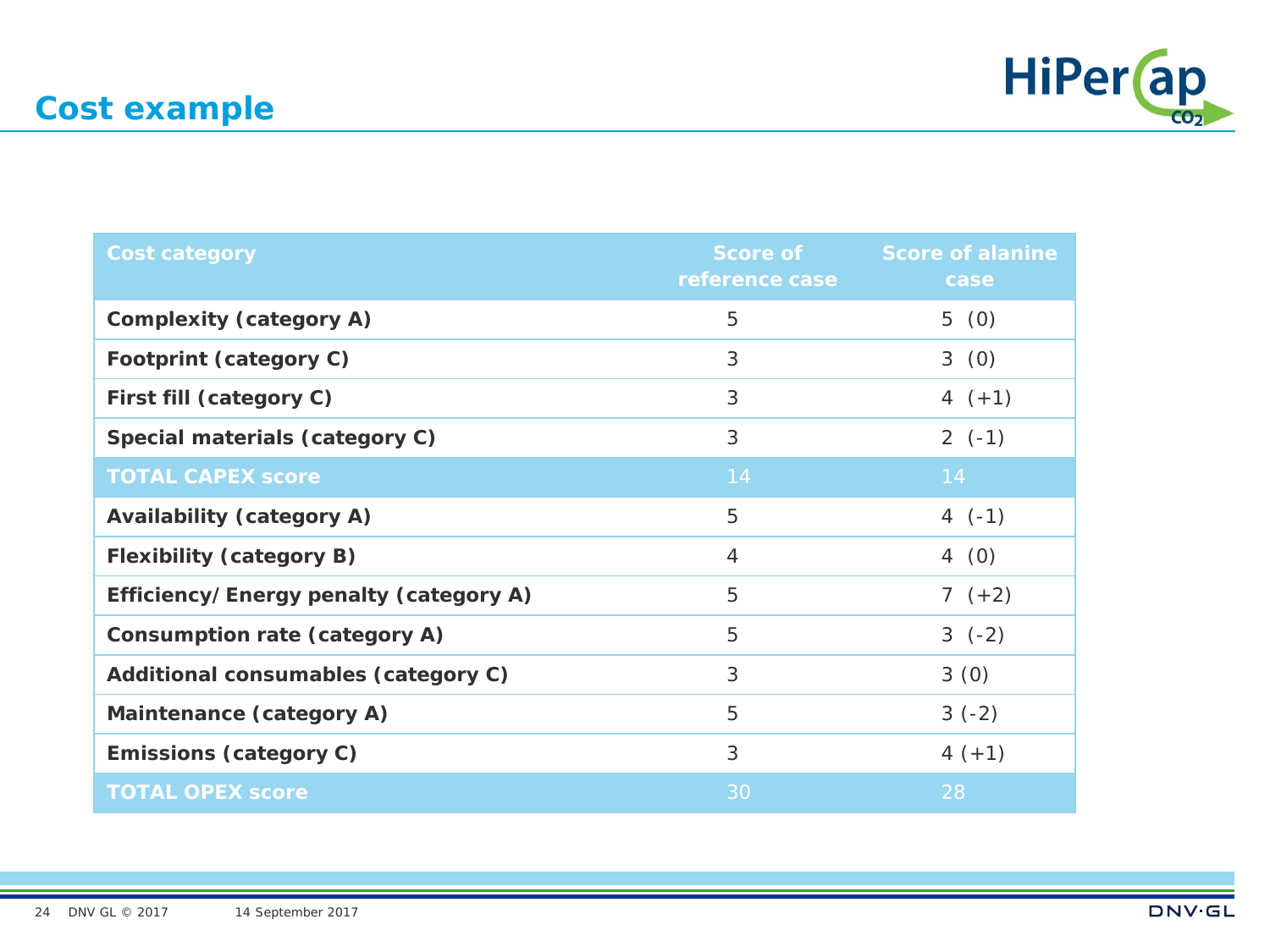# Cost example

| Cost category | Score of reference case | Score of alanine case |
|---|---|---|
| **Complexity (category A)** | 5 | 5 (0) |
| **Footprint (category C)** | 3 | 3 (0) |
| **First fill (category C)** | 3 | 4 (+1) |
| **Special materials (category C)** | 3 | 2 (-1) |
| **TOTAL CAPEX score** | 14 | 14 |
| **Availability (category A)** | 5 | 4 (-1) |
| **Flexibility (category B)** | 4 | 4 (0) |
| **Efficiency/ Energy penalty (category A)** | 5 | 7 (+2) |
| **Consumption rate (category A)** | 5 | 3 (-2) |
| **Additional consumables (category C)** | 3 | 3 (0) |
| **Maintenance (category A)** | 5 | 3 (-2) |
| **Emissions (category C)** | 3 | 4 (+1) |
| **TOTAL OPEX score** | 30 | 28 |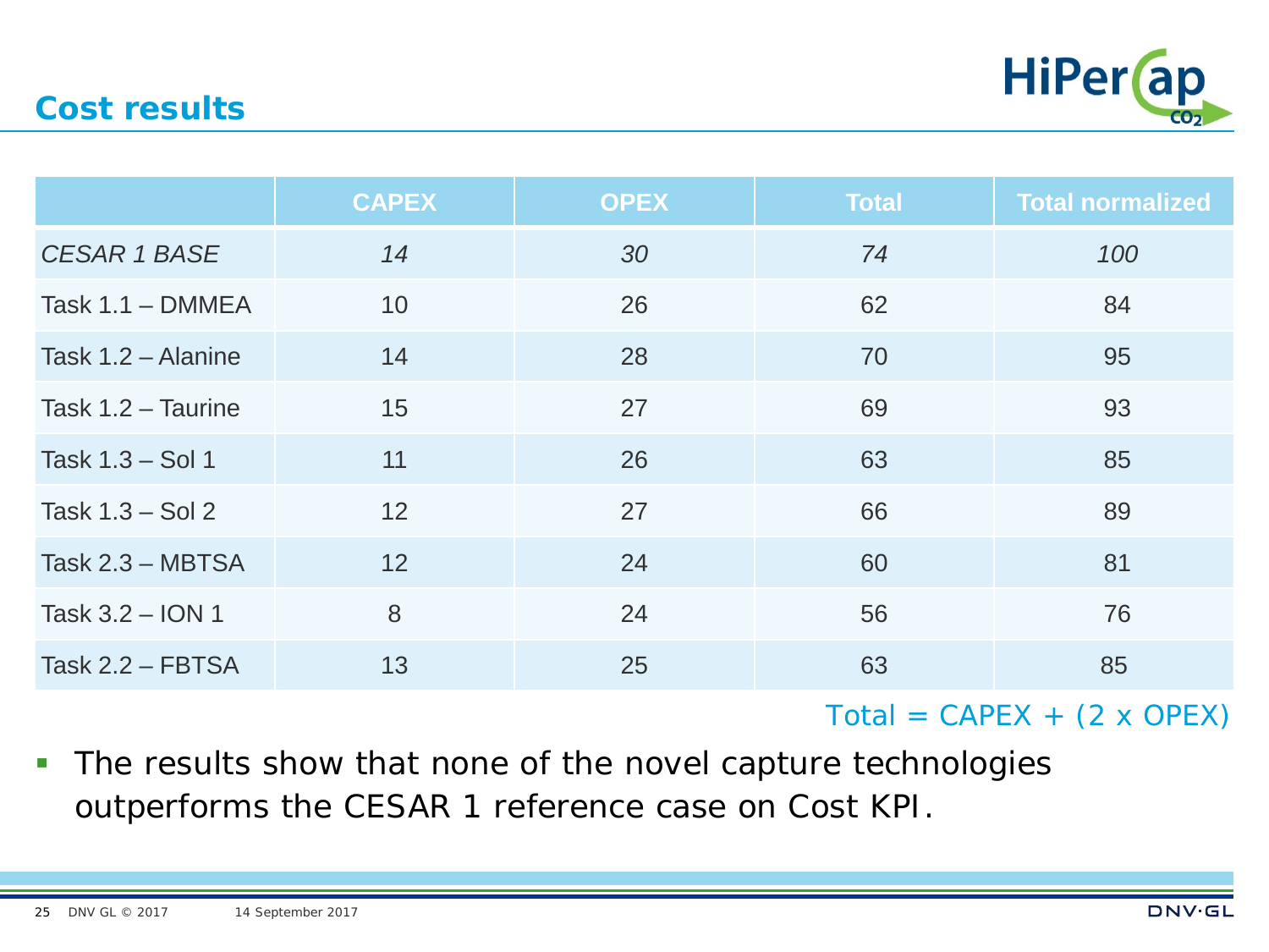## Cost results

| | CAPEX | OPEX | Total | Total normalized |
|---|---|---|---|---|
| *CESAR 1 BASE* | *14* | *30* | *74* | *100* |
| Task 1.1 – DMMEA | 10 | 26 | 62 | 84 |
| Task 1.2 – Alanine | 14 | 28 | 70 | 95 |
| Task 1.2 – Taurine | 15 | 27 | 69 | 93 |
| Task 1.3 – Sol 1 | 11 | 26 | 63 | 85 |
| Task 1.3 – Sol 2 | 12 | 27 | 66 | 89 |
| Task 2.3 – MBTSA | 12 | 24 | 60 | 81 |
| Task 3.2 – ION 1 | 8 | 24 | 56 | 76 |
| Task 2.2 – FBTSA | 13 | 25 | 63 | 85 |

Total = CAPEX + (2 x OPEX)

- The results show that none of the novel capture technologies outperforms the CESAR 1 reference case on Cost KPI.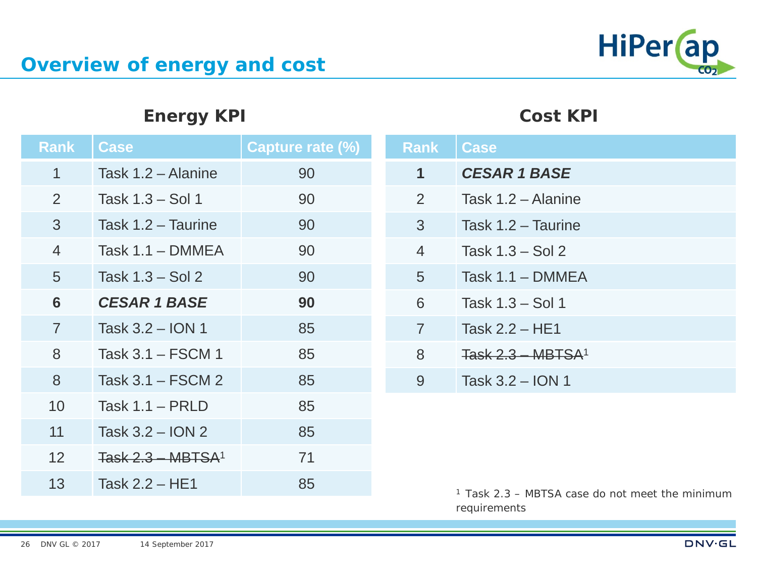# Overview of energy and cost

## Energy KPI

| Rank | Case | Capture rate (%) |
|---|---|---|
| 1 | Task 1.2 – Alanine | 90 |
| 2 | Task 1.3 – Sol 1 | 90 |
| 3 | Task 1.2 – Taurine | 90 |
| 4 | Task 1.1 – DMMEA | 90 |
| 5 | Task 1.3 – Sol 2 | 90 |
| **6** | ***CESAR 1 BASE*** | **90** |
| 7 | Task 3.2 – ION 1 | 85 |
| 8 | Task 3.1 – FSCM 1 | 85 |
| 8 | Task 3.1 – FSCM 2 | 85 |
| 10 | Task 1.1 – PRLD | 85 |
| 11 | Task 3.2 – ION 2 | 85 |
| 12 | ~~Task 2.3 – MBTSA~~[1] | 71 |
| 13 | Task 2.2 – HE1 | 85 |

## Cost KPI

| Rank | Case |
|---|---|
| **1** | ***CESAR 1 BASE*** |
| 2 | Task 1.2 – Alanine |
| 3 | Task 1.2 – Taurine |
| 4 | Task 1.3 – Sol 2 |
| 5 | Task 1.1 – DMMEA |
| 6 | Task 1.3 – Sol 1 |
| 7 | Task 2.2 – HE1 |
| 8 | ~~Task 2.3 – MBTSA~~[1] |
| 9 | Task 3.2 – ION 1 |

[1] Task 2.3 – MBTSA case do not meet the minimum requirements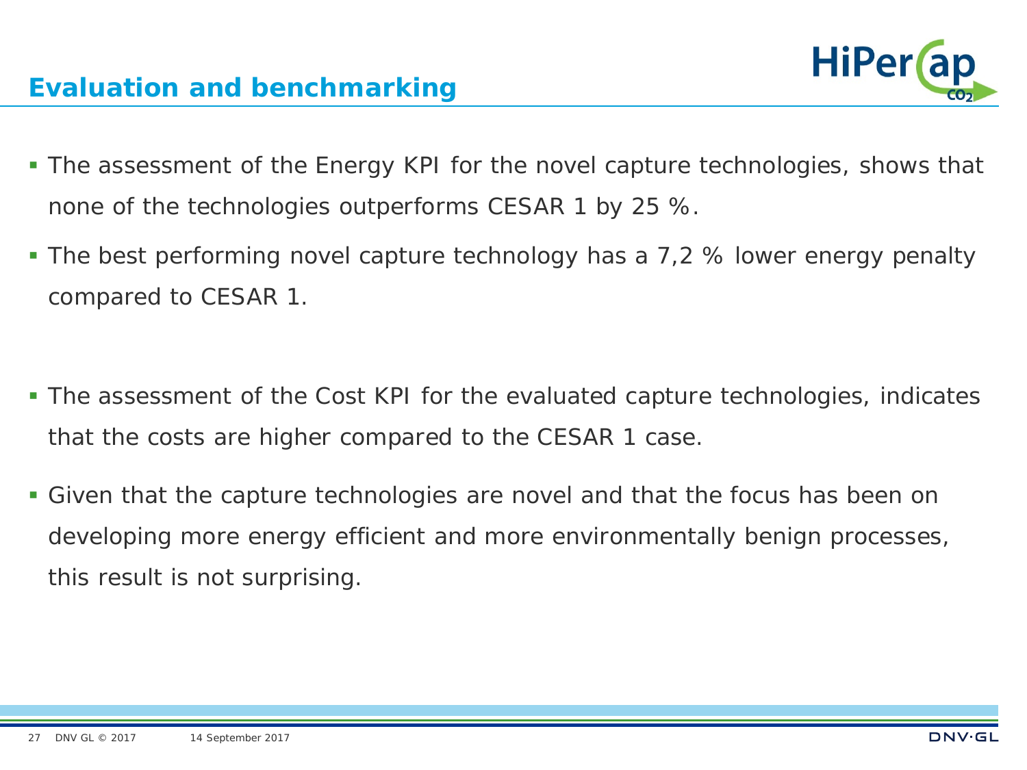## Evaluation and benchmarking

- The assessment of the Energy KPI for the novel capture technologies, shows that none of the technologies outperforms CESAR 1 by 25 %.
- The best performing novel capture technology has a 7,2 % lower energy penalty compared to CESAR 1.

- The assessment of the Cost KPI for the evaluated capture technologies, indicates that the costs are higher compared to the CESAR 1 case.
- Given that the capture technologies are novel and that the focus has been on developing more energy efficient and more environmentally benign processes, this result is not surprising.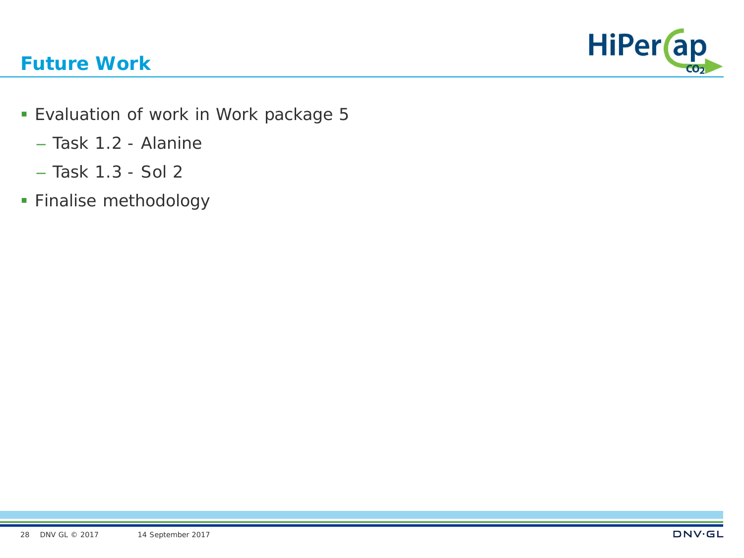# Future Work

- Evaluation of work in Work package 5
  - Task 1.2 - Alanine
  - Task 1.3 - Sol 2
- Finalise methodology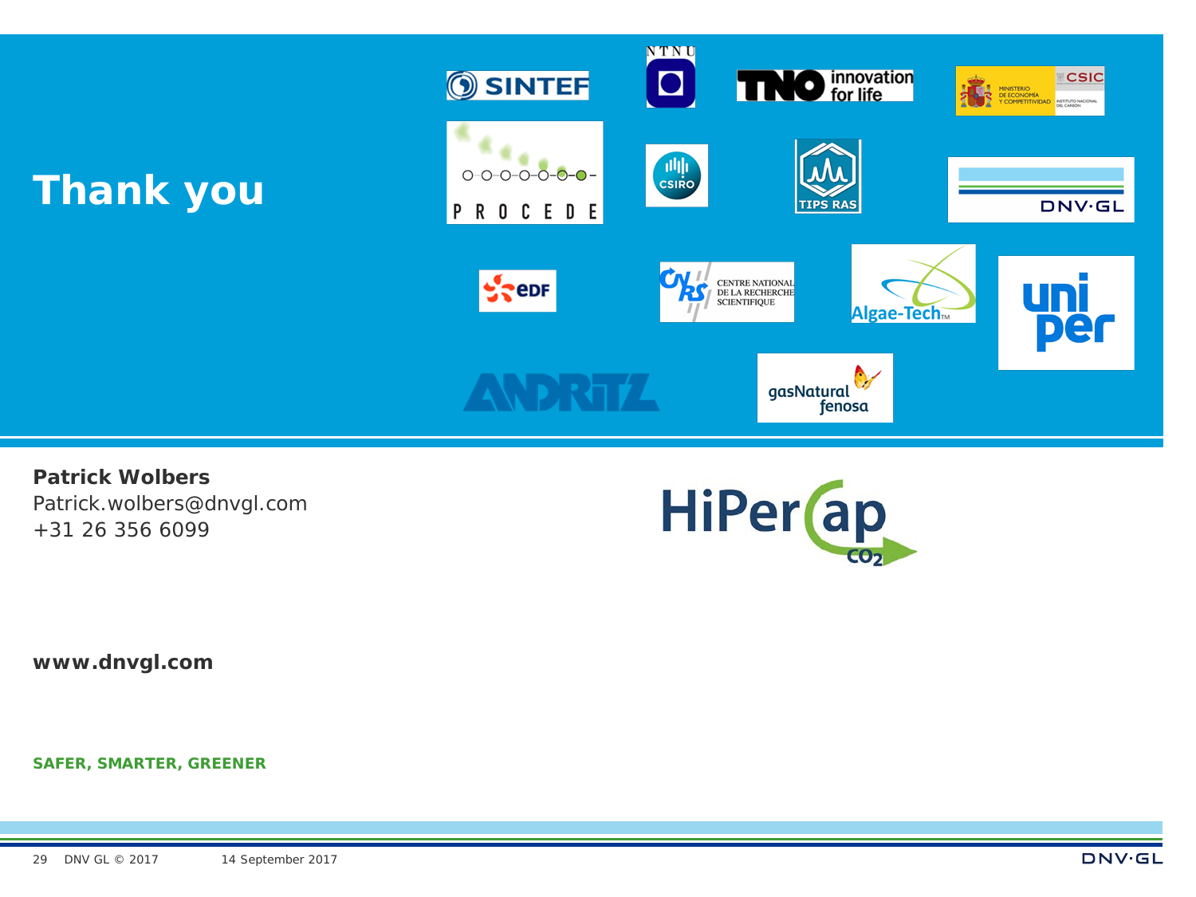# Thank you

**Patrick Wolbers**
Patrick.wolbers@dnvgl.com
+31 26 356 6099

**www.dnvgl.com**

**SAFER, SMARTER, GREENER**